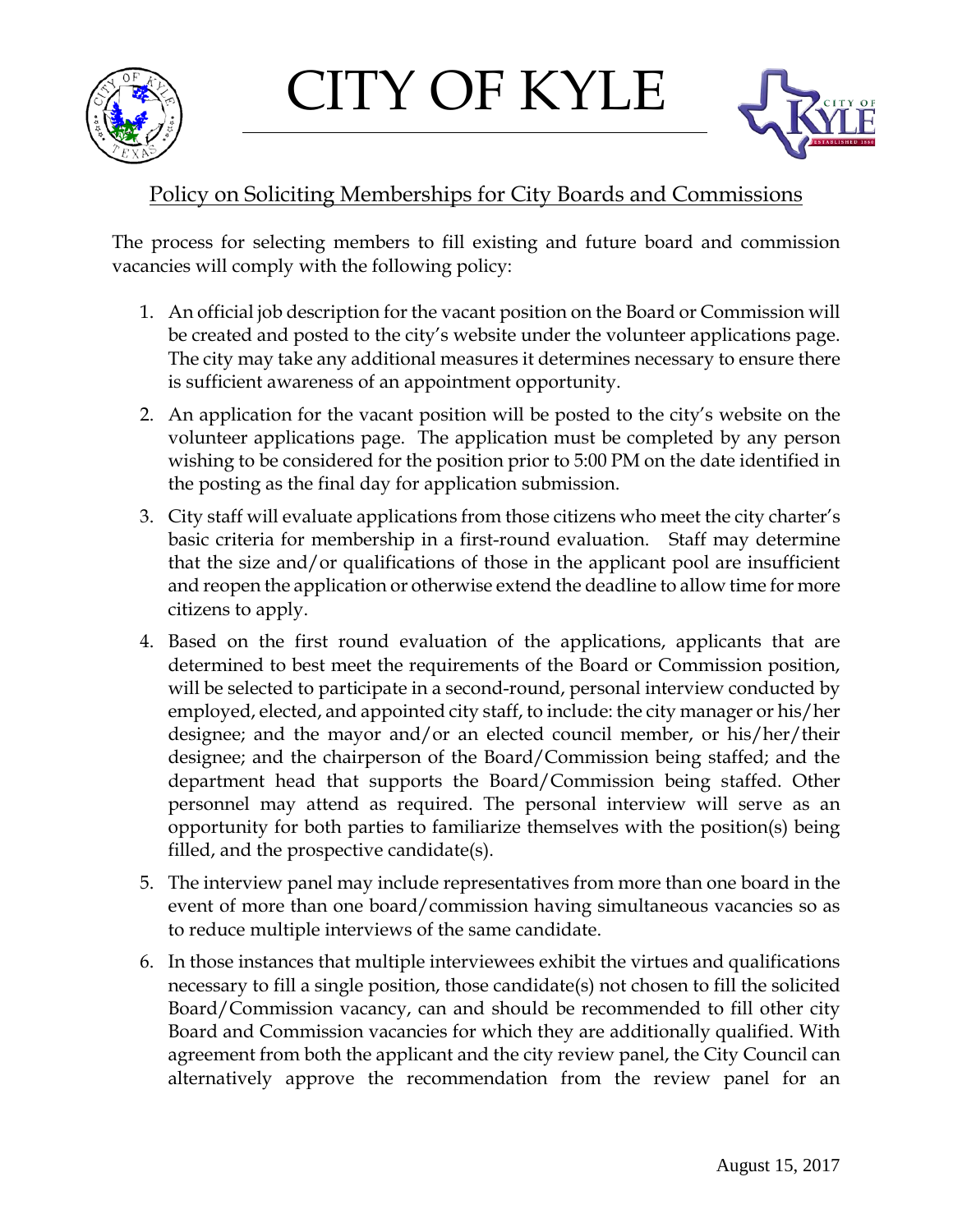# CITY OF KYLE

## Policy on Soliciting Memberships for City Boards and Commissions

The process for selecting members to fill existing and future board and commission vacancies will comply with the following policy:

1. An official job description for the vacant position on the Board or Commission will be created and posted to the city's website under the volunteer applications page. The city may take any additional measures it determines necessary to ensure there is sufficient awareness of an appointment opportunity.
2. An application for the vacant position will be posted to the city's website on the volunteer applications page. The application must be completed by any person wishing to be considered for the position prior to 5:00 PM on the date identified in the posting as the final day for application submission.
3. City staff will evaluate applications from those citizens who meet the city charter's basic criteria for membership in a first-round evaluation. Staff may determine that the size and/or qualifications of those in the applicant pool are insufficient and reopen the application or otherwise extend the deadline to allow time for more citizens to apply.
4. Based on the first round evaluation of the applications, applicants that are determined to best meet the requirements of the Board or Commission position, will be selected to participate in a second-round, personal interview conducted by employed, elected, and appointed city staff, to include: the city manager or his/her designee; and the mayor and/or an elected council member, or his/her/their designee; and the chairperson of the Board/Commission being staffed; and the department head that supports the Board/Commission being staffed. Other personnel may attend as required. The personal interview will serve as an opportunity for both parties to familiarize themselves with the position(s) being filled, and the prospective candidate(s).
5. The interview panel may include representatives from more than one board in the event of more than one board/commission having simultaneous vacancies so as to reduce multiple interviews of the same candidate.
6. In those instances that multiple interviewees exhibit the virtues and qualifications necessary to fill a single position, those candidate(s) not chosen to fill the solicited Board/Commission vacancy, can and should be recommended to fill other city Board and Commission vacancies for which they are additionally qualified. With agreement from both the applicant and the city review panel, the City Council can alternatively approve the recommendation from the review panel for an

August 15, 2017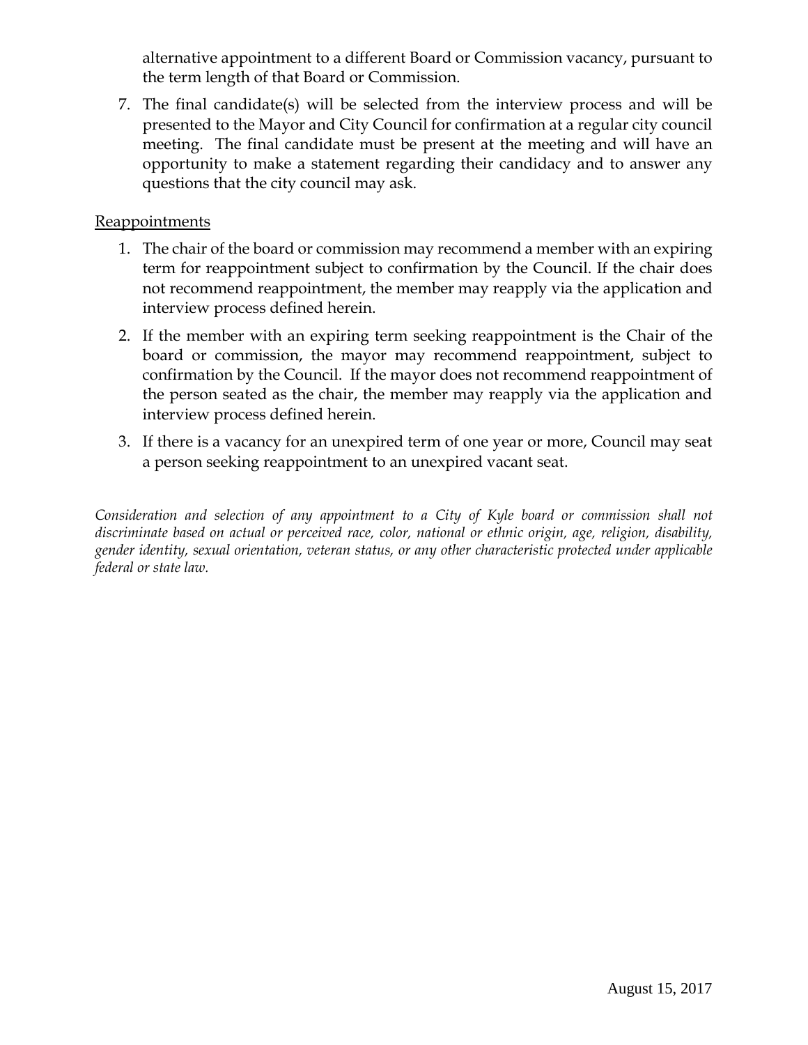alternative appointment to a different Board or Commission vacancy, pursuant to the term length of that Board or Commission.

7. The final candidate(s) will be selected from the interview process and will be presented to the Mayor and City Council for confirmation at a regular city council meeting. The final candidate must be present at the meeting and will have an opportunity to make a statement regarding their candidacy and to answer any questions that the city council may ask.

<u>Reappointments</u>

1. The chair of the board or commission may recommend a member with an expiring term for reappointment subject to confirmation by the Council. If the chair does not recommend reappointment, the member may reapply via the application and interview process defined herein.
2. If the member with an expiring term seeking reappointment is the Chair of the board or commission, the mayor may recommend reappointment, subject to confirmation by the Council. If the mayor does not recommend reappointment of the person seated as the chair, the member may reapply via the application and interview process defined herein.
3. If there is a vacancy for an unexpired term of one year or more, Council may seat a person seeking reappointment to an unexpired vacant seat.

*Consideration and selection of any appointment to a City of Kyle board or commission shall not discriminate based on actual or perceived race, color, national or ethnic origin, age, religion, disability, gender identity, sexual orientation, veteran status, or any other characteristic protected under applicable federal or state law.*

August 15, 2017